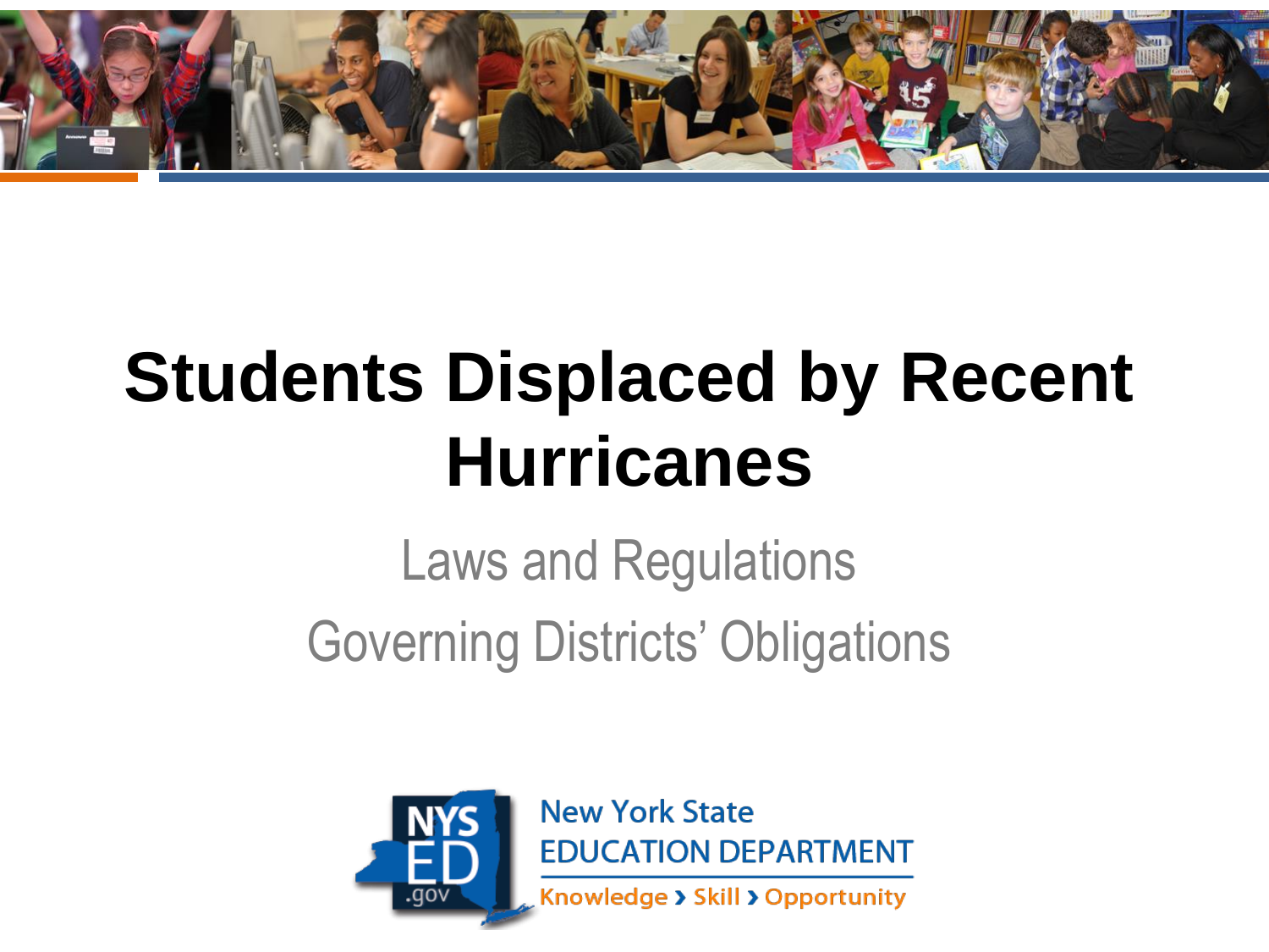# Students Displaced by Recent Hurricanes

## Laws and Regulations

## Governing Districts' Obligations

New York State
EDUCATION DEPARTMENT
Knowledge › Skill › Opportunity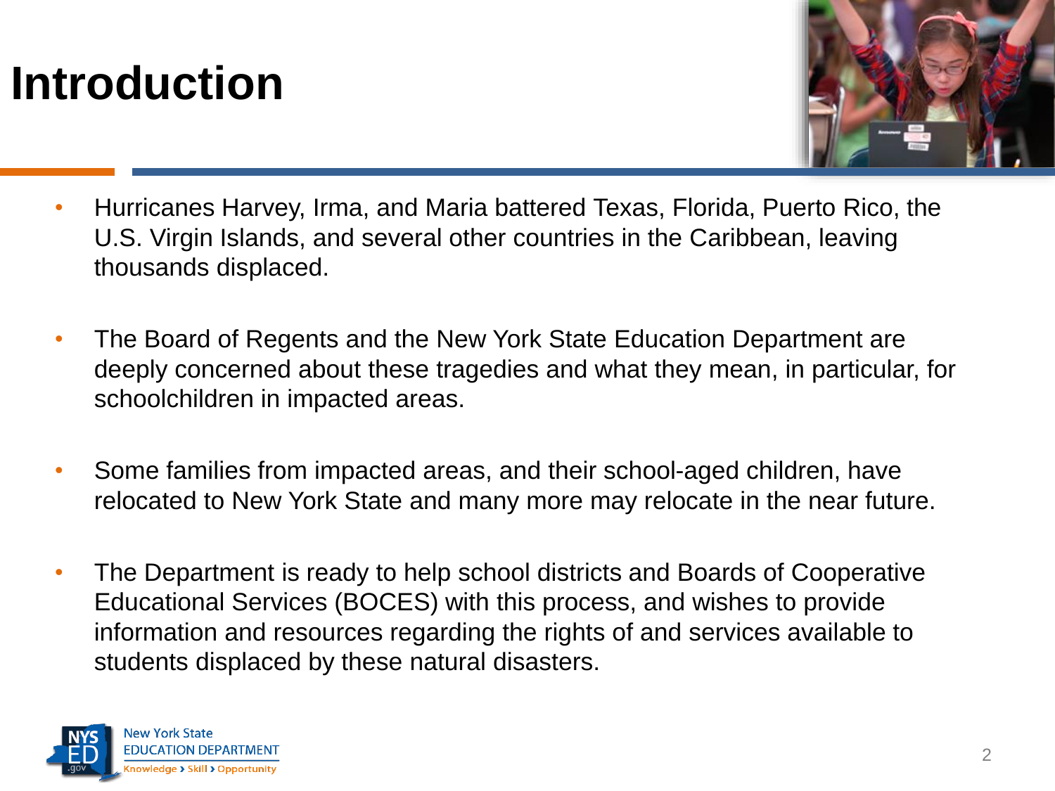# Introduction

- Hurricanes Harvey, Irma, and Maria battered Texas, Florida, Puerto Rico, the U.S. Virgin Islands, and several other countries in the Caribbean, leaving thousands displaced.
- The Board of Regents and the New York State Education Department are deeply concerned about these tragedies and what they mean, in particular, for schoolchildren in impacted areas.
- Some families from impacted areas, and their school-aged children, have relocated to New York State and many more may relocate in the near future.
- The Department is ready to help school districts and Boards of Cooperative Educational Services (BOCES) with this process, and wishes to provide information and resources regarding the rights of and services available to students displaced by these natural disasters.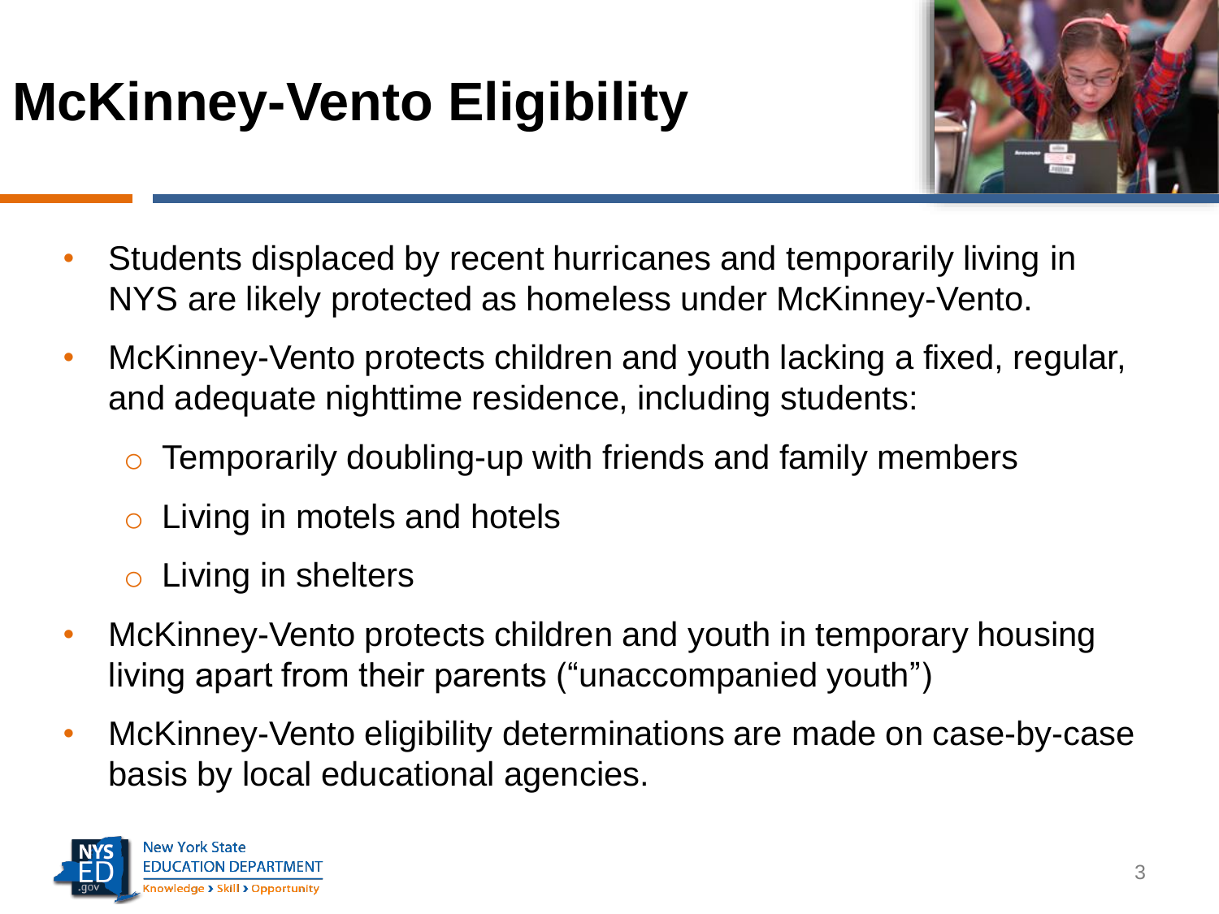# McKinney-Vento Eligibility

- Students displaced by recent hurricanes and temporarily living in NYS are likely protected as homeless under McKinney-Vento.
- McKinney-Vento protects children and youth lacking a fixed, regular, and adequate nighttime residence, including students:
  - Temporarily doubling-up with friends and family members
  - Living in motels and hotels
  - Living in shelters
- McKinney-Vento protects children and youth in temporary housing living apart from their parents ("unaccompanied youth")
- McKinney-Vento eligibility determinations are made on case-by-case basis by local educational agencies.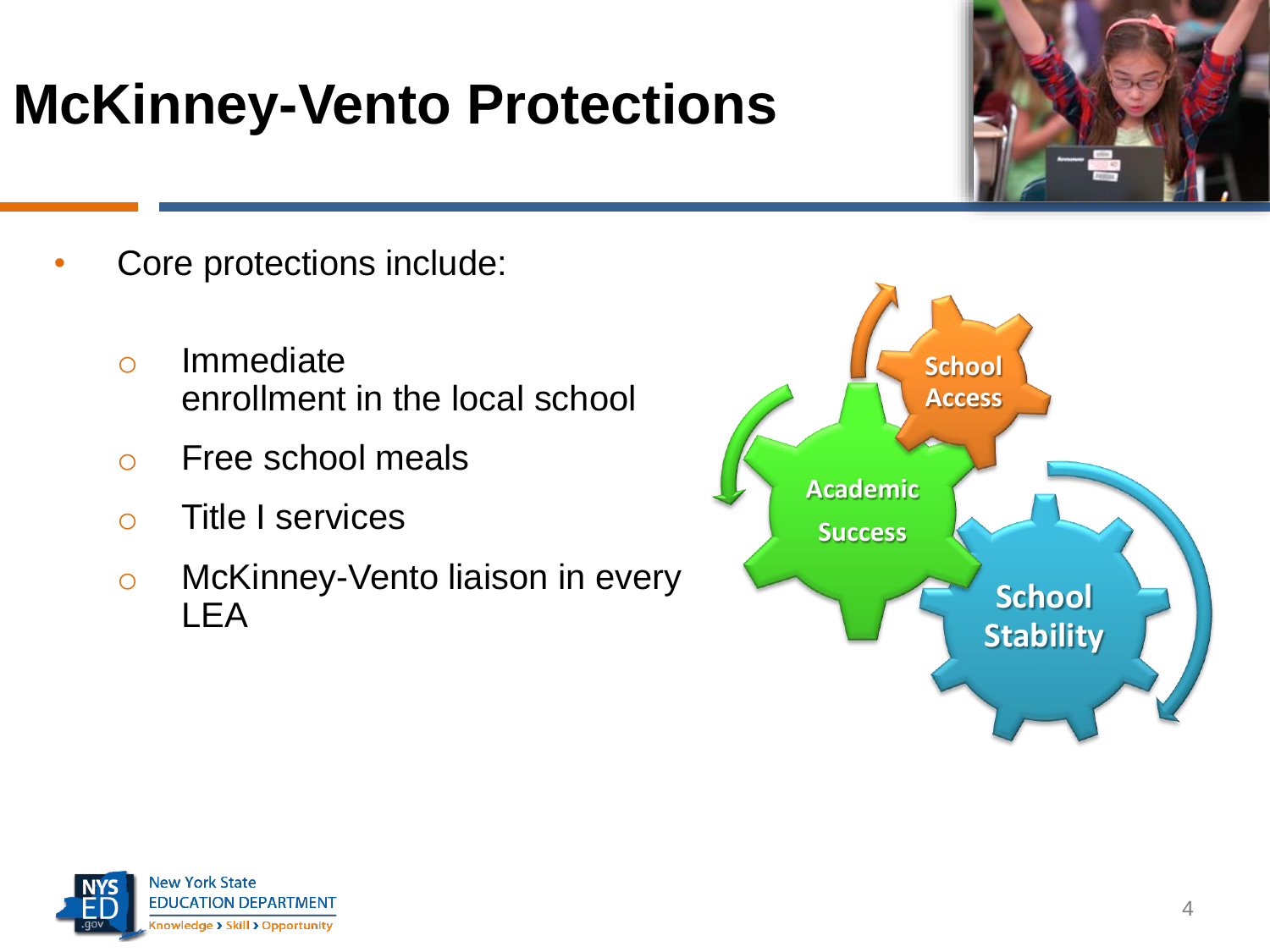# McKinney-Vento Protections

- Core protections include:
  - Immediate enrollment in the local school
  - Free school meals
  - Title I services
  - McKinney-Vento liaison in every LEA

School Access

Academic Success

School Stability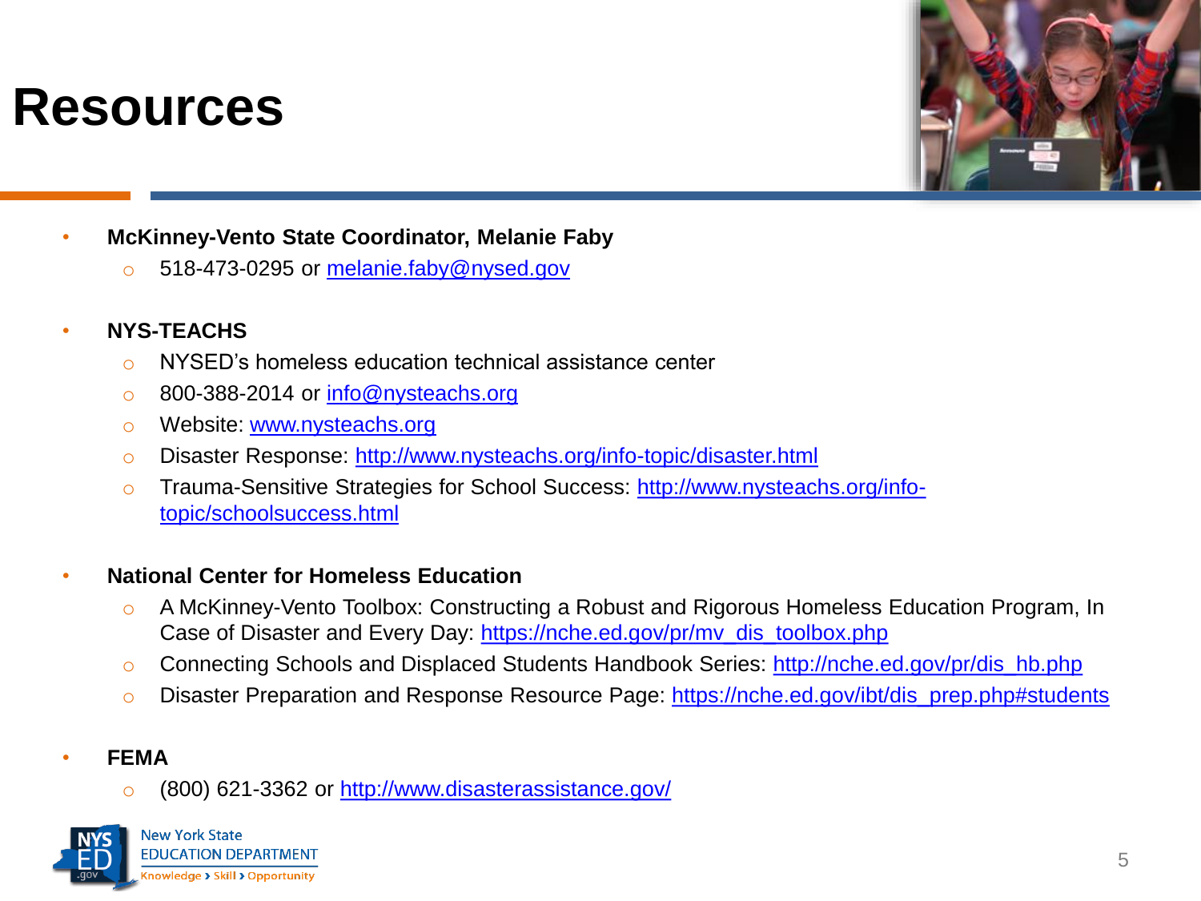# Resources

- **McKinney-Vento State Coordinator, Melanie Faby**
  - 518-473-0295 or melanie.faby@nysed.gov

- **NYS-TEACHS**
  - NYSED's homeless education technical assistance center
  - 800-388-2014 or info@nysteachs.org
  - Website: www.nysteachs.org
  - Disaster Response: http://www.nysteachs.org/info-topic/disaster.html
  - Trauma-Sensitive Strategies for School Success: http://www.nysteachs.org/info-topic/schoolsuccess.html

- **National Center for Homeless Education**
  - A McKinney-Vento Toolbox: Constructing a Robust and Rigorous Homeless Education Program, In Case of Disaster and Every Day: https://nche.ed.gov/pr/mv_dis_toolbox.php
  - Connecting Schools and Displaced Students Handbook Series: http://nche.ed.gov/pr/dis_hb.php
  - Disaster Preparation and Response Resource Page: https://nche.ed.gov/ibt/dis_prep.php#students

- **FEMA**
  - (800) 621-3362 or http://www.disasterassistance.gov/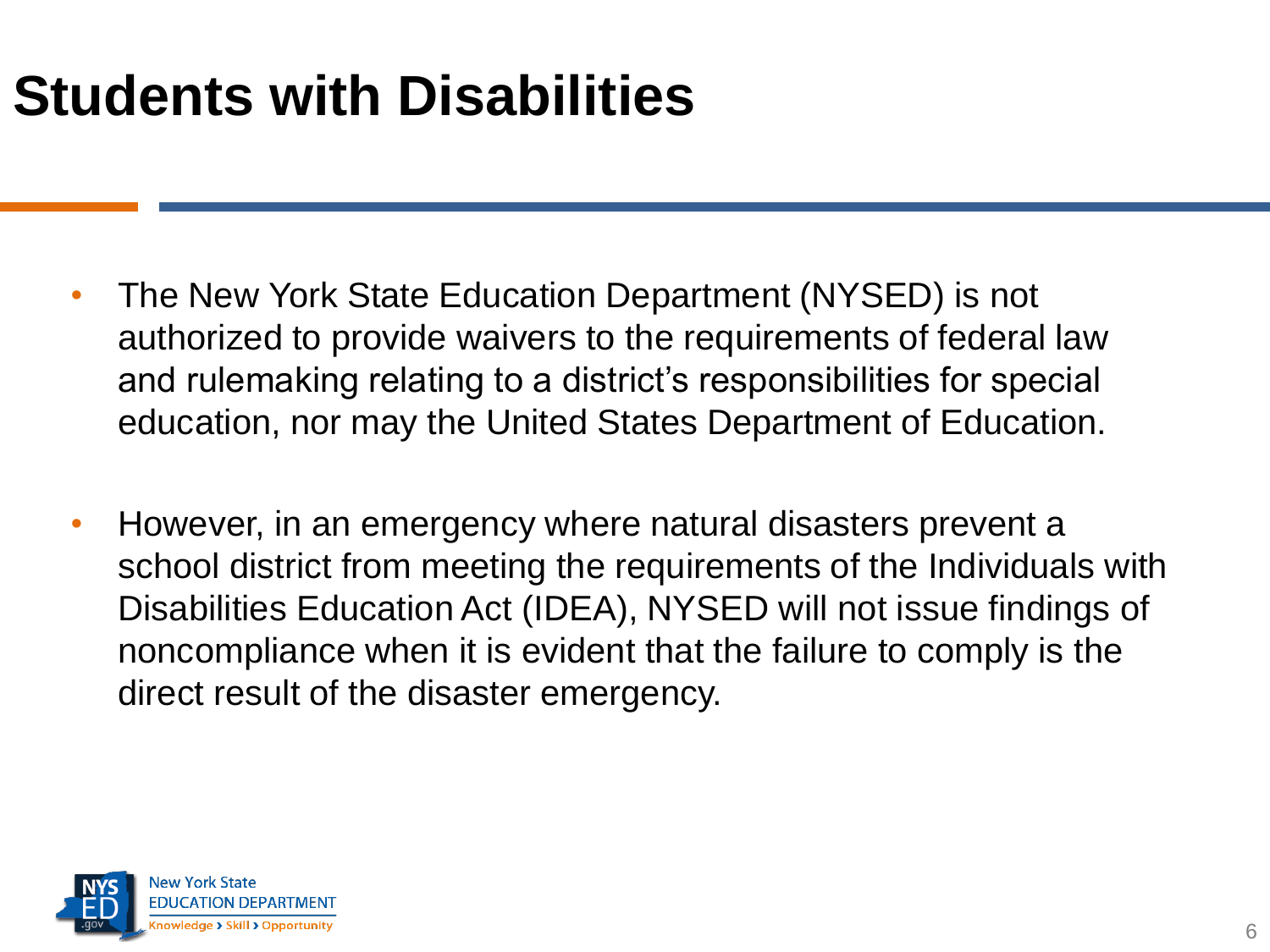# Students with Disabilities

- The New York State Education Department (NYSED) is not authorized to provide waivers to the requirements of federal law and rulemaking relating to a district's responsibilities for special education, nor may the United States Department of Education.

- However, in an emergency where natural disasters prevent a school district from meeting the requirements of the Individuals with Disabilities Education Act (IDEA), NYSED will not issue findings of noncompliance when it is evident that the failure to comply is the direct result of the disaster emergency.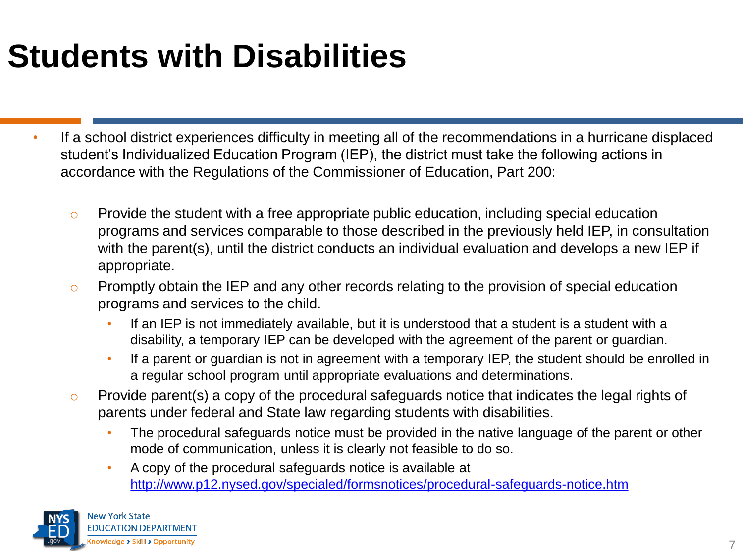# Students with Disabilities

- If a school district experiences difficulty in meeting all of the recommendations in a hurricane displaced student's Individualized Education Program (IEP), the district must take the following actions in accordance with the Regulations of the Commissioner of Education, Part 200:
  - Provide the student with a free appropriate public education, including special education programs and services comparable to those described in the previously held IEP, in consultation with the parent(s), until the district conducts an individual evaluation and develops a new IEP if appropriate.
  - Promptly obtain the IEP and any other records relating to the provision of special education programs and services to the child.
    - If an IEP is not immediately available, but it is understood that a student is a student with a disability, a temporary IEP can be developed with the agreement of the parent or guardian.
    - If a parent or guardian is not in agreement with a temporary IEP, the student should be enrolled in a regular school program until appropriate evaluations and determinations.
  - Provide parent(s) a copy of the procedural safeguards notice that indicates the legal rights of parents under federal and State law regarding students with disabilities.
    - The procedural safeguards notice must be provided in the native language of the parent or other mode of communication, unless it is clearly not feasible to do so.
    - A copy of the procedural safeguards notice is available at [http://www.p12.nysed.gov/specialed/formsnotices/procedural-safeguards-notice.htm](http://www.p12.nysed.gov/specialed/formsnotices/procedural-safeguards-notice.htm)

New York State EDUCATION DEPARTMENT
Knowledge > Skill > Opportunity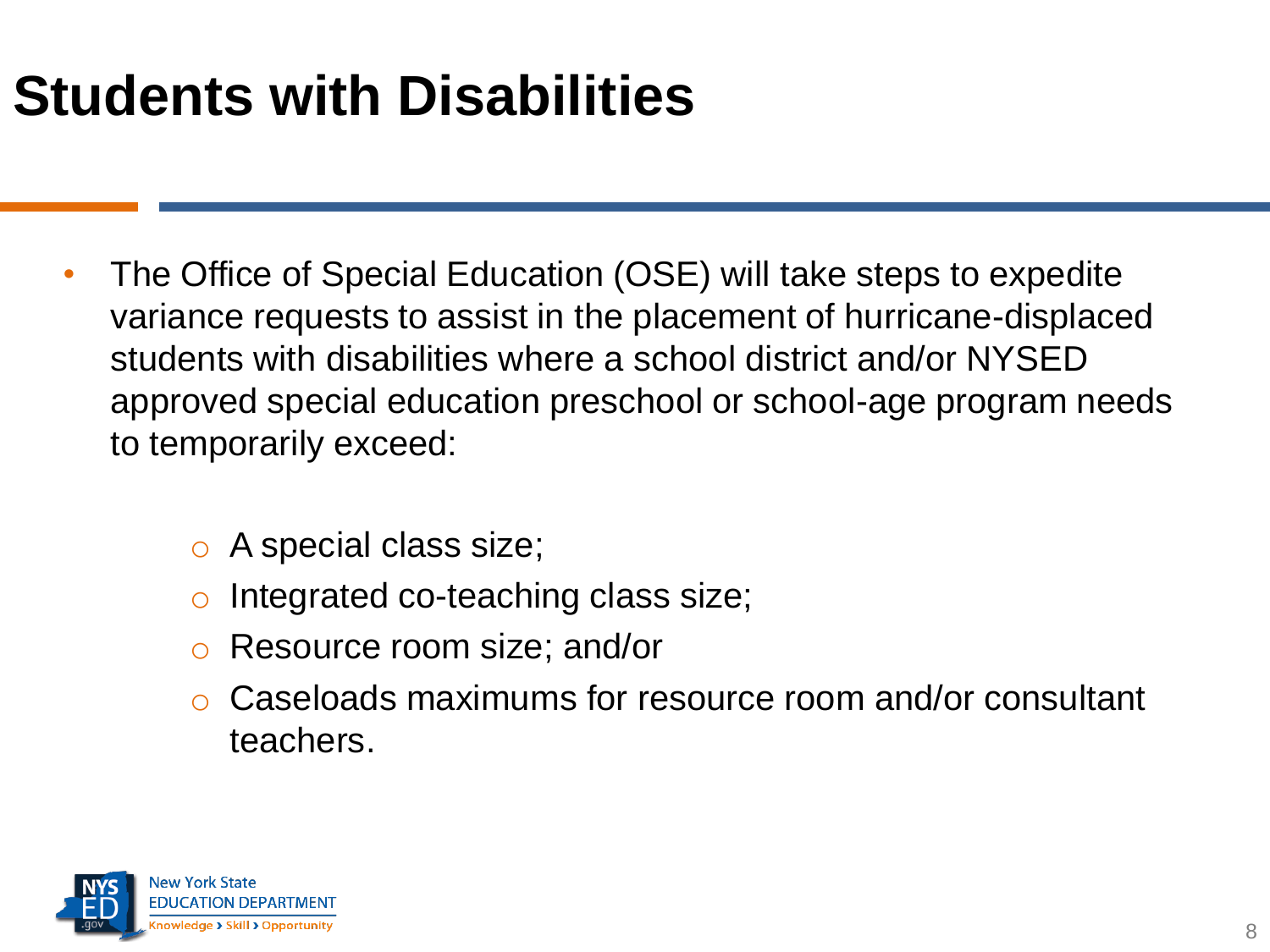# Students with Disabilities

- The Office of Special Education (OSE) will take steps to expedite variance requests to assist in the placement of hurricane-displaced students with disabilities where a school district and/or NYSED approved special education preschool or school-age program needs to temporarily exceed:
  - A special class size;
  - Integrated co-teaching class size;
  - Resource room size; and/or
  - Caseloads maximums for resource room and/or consultant teachers.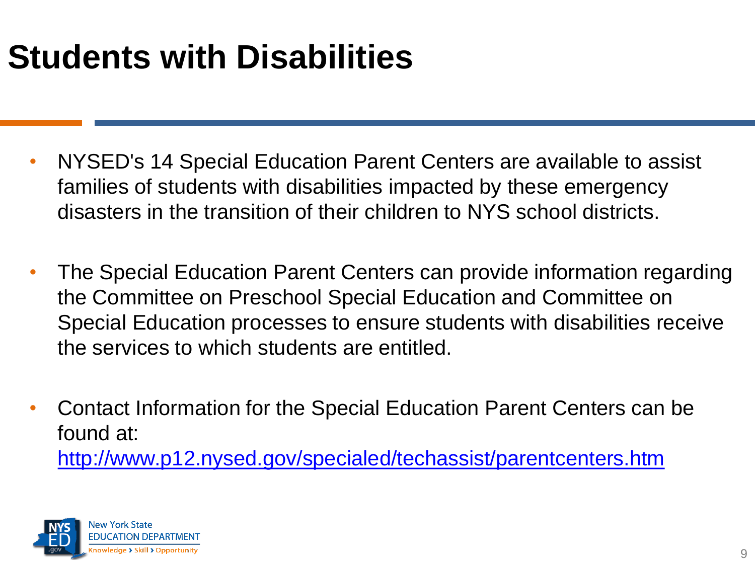# Students with Disabilities

- NYSED's 14 Special Education Parent Centers are available to assist families of students with disabilities impacted by these emergency disasters in the transition of their children to NYS school districts.

- The Special Education Parent Centers can provide information regarding the Committee on Preschool Special Education and Committee on Special Education processes to ensure students with disabilities receive the services to which students are entitled.

- Contact Information for the Special Education Parent Centers can be found at:
  [http://www.p12.nysed.gov/specialed/techassist/parentcenters.htm](http://www.p12.nysed.gov/specialed/techassist/parentcenters.htm)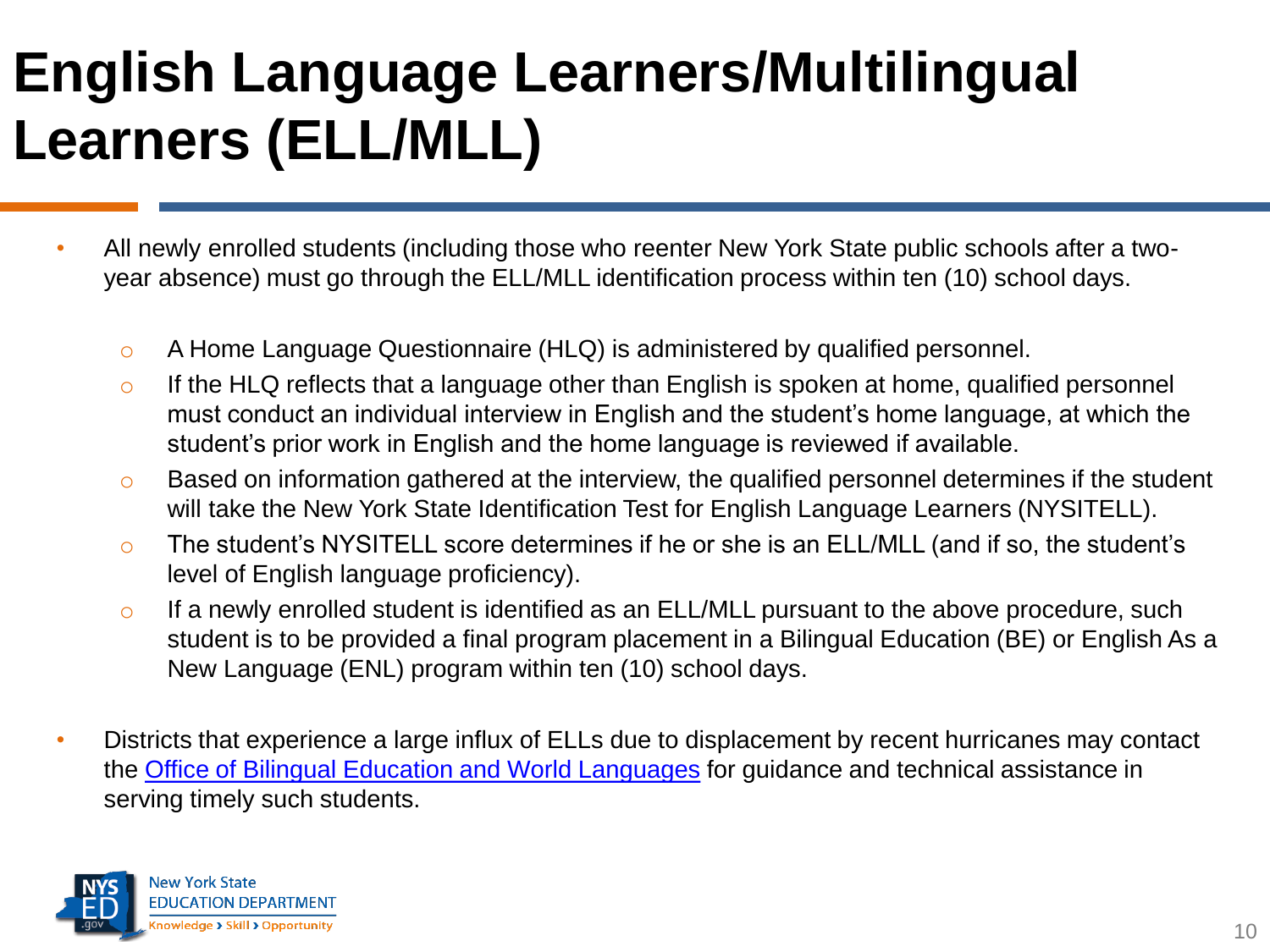# English Language Learners/Multilingual Learners (ELL/MLL)

- All newly enrolled students (including those who reenter New York State public schools after a two-year absence) must go through the ELL/MLL identification process within ten (10) school days.
  - A Home Language Questionnaire (HLQ) is administered by qualified personnel.
  - If the HLQ reflects that a language other than English is spoken at home, qualified personnel must conduct an individual interview in English and the student's home language, at which the student's prior work in English and the home language is reviewed if available.
  - Based on information gathered at the interview, the qualified personnel determines if the student will take the New York State Identification Test for English Language Learners (NYSITELL).
  - The student's NYSITELL score determines if he or she is an ELL/MLL (and if so, the student's level of English language proficiency).
  - If a newly enrolled student is identified as an ELL/MLL pursuant to the above procedure, such student is to be provided a final program placement in a Bilingual Education (BE) or English As a New Language (ENL) program within ten (10) school days.
- Districts that experience a large influx of ELLs due to displacement by recent hurricanes may contact the Office of Bilingual Education and World Languages for guidance and technical assistance in serving timely such students.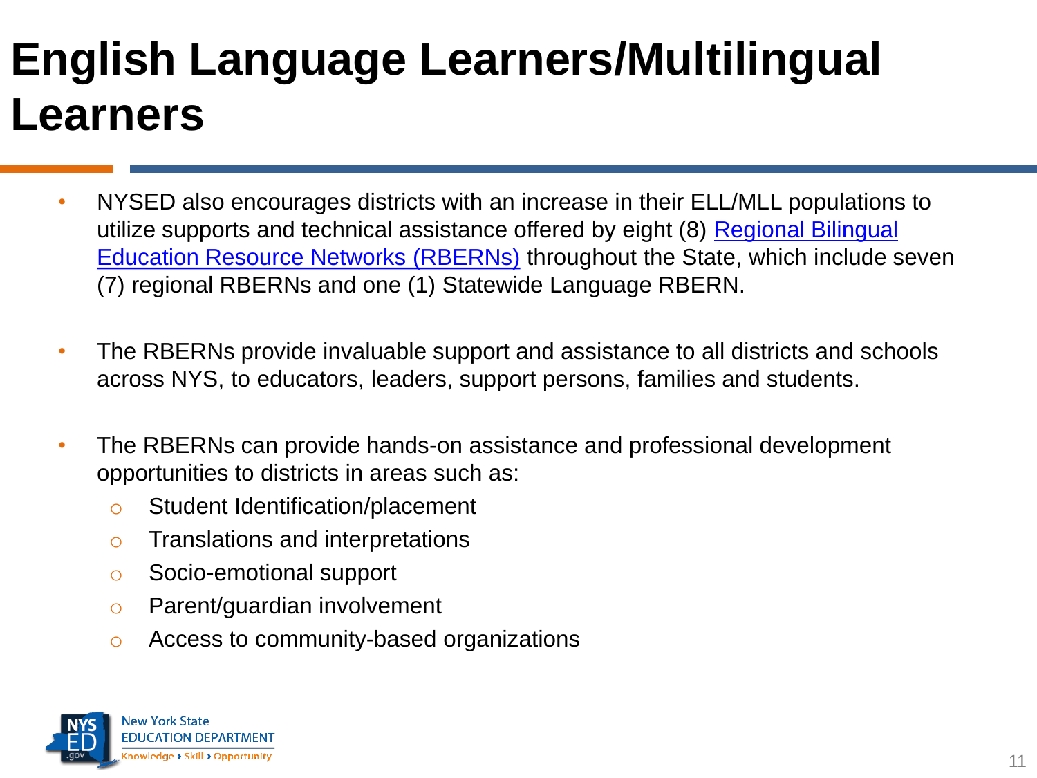# English Language Learners/Multilingual Learners

- NYSED also encourages districts with an increase in their ELL/MLL populations to utilize supports and technical assistance offered by eight (8) Regional Bilingual Education Resource Networks (RBERNs) throughout the State, which include seven (7) regional RBERNs and one (1) Statewide Language RBERN.

- The RBERNs provide invaluable support and assistance to all districts and schools across NYS, to educators, leaders, support persons, families and students.

- The RBERNs can provide hands-on assistance and professional development opportunities to districts in areas such as:
  - Student Identification/placement
  - Translations and interpretations
  - Socio-emotional support
  - Parent/guardian involvement
  - Access to community-based organizations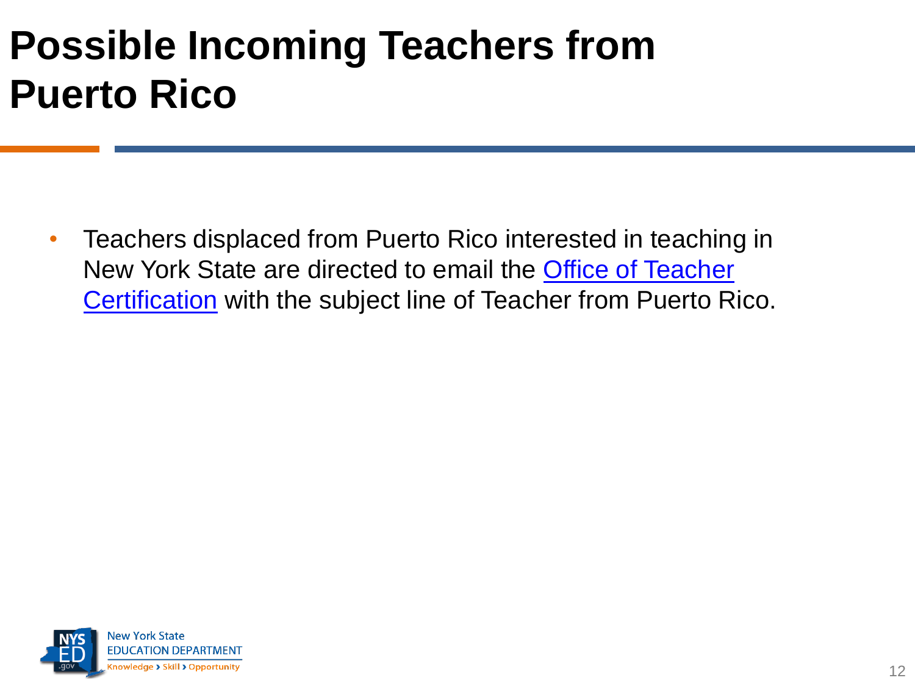# Possible Incoming Teachers from Puerto Rico

- Teachers displaced from Puerto Rico interested in teaching in New York State are directed to email the Office of Teacher Certification with the subject line of Teacher from Puerto Rico.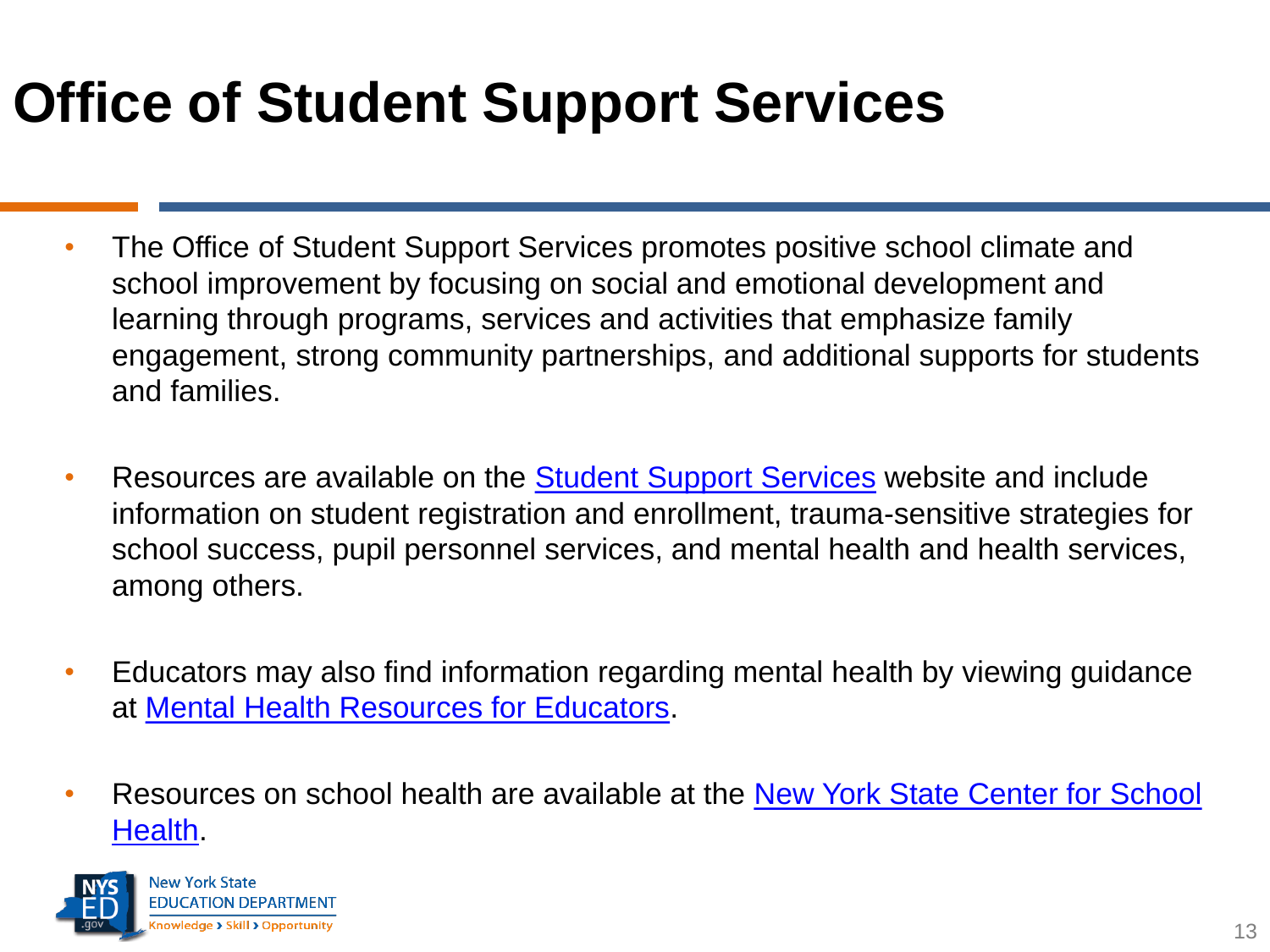# Office of Student Support Services

- The Office of Student Support Services promotes positive school climate and school improvement by focusing on social and emotional development and learning through programs, services and activities that emphasize family engagement, strong community partnerships, and additional supports for students and families.

- Resources are available on the Student Support Services website and include information on student registration and enrollment, trauma-sensitive strategies for school success, pupil personnel services, and mental health and health services, among others.

- Educators may also find information regarding mental health by viewing guidance at Mental Health Resources for Educators.

- Resources on school health are available at the New York State Center for School Health.

New York State EDUCATION DEPARTMENT
Knowledge › Skill › Opportunity